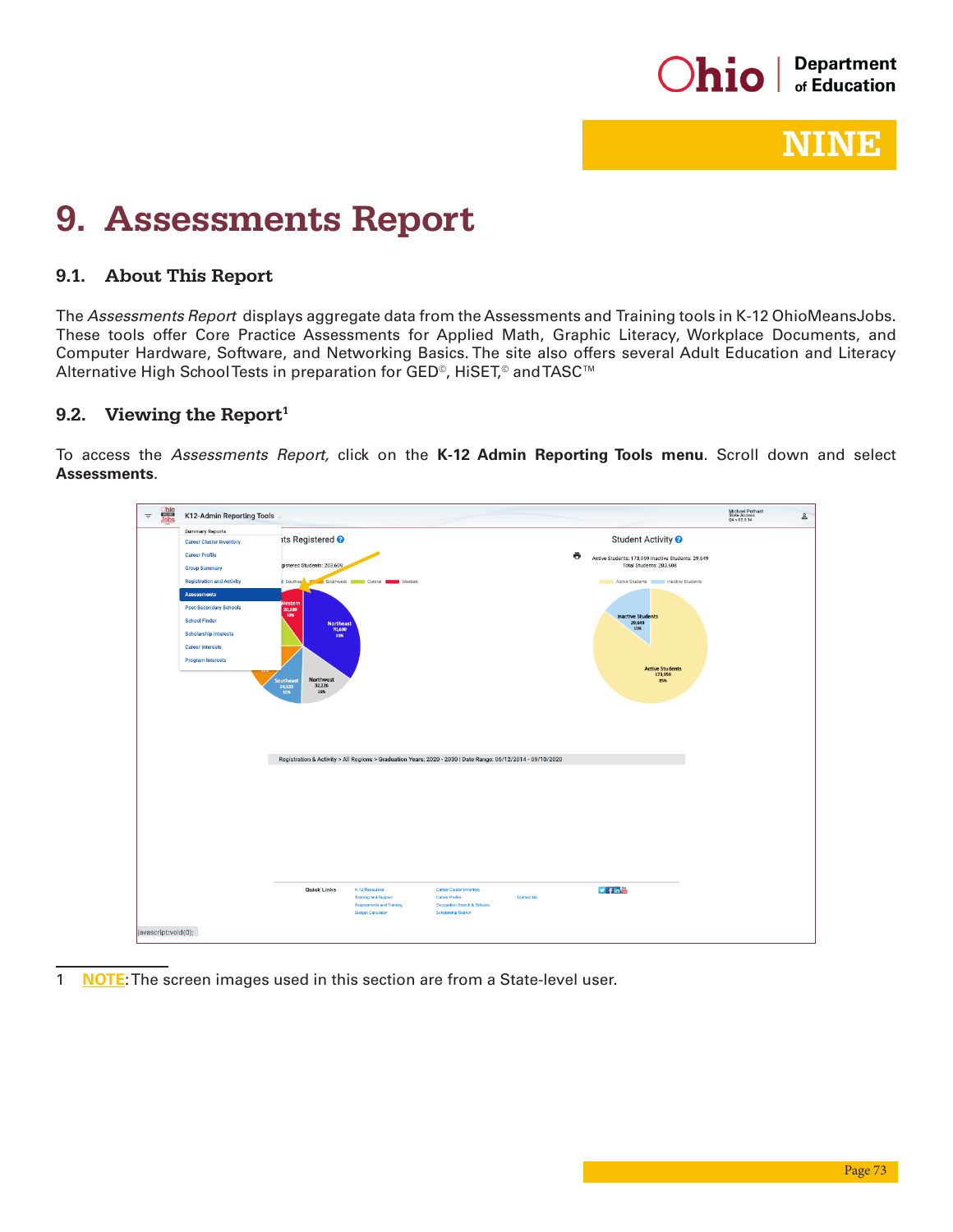# 9. Assessments Report

## 9.1. About This Report

The *Assessments Report* displays aggregate data from the Assessments and Training tools in K-12 OhioMeansJobs. These tools offer Core Practice Assessments for Applied Math, Graphic Literacy, Workplace Documents, and Computer Hardware, Software, and Networking Basics. The site also offers several Adult Education and Literacy Alternative High School Tests in preparation for GED©, HiSET,© and TASC™

## 9.2. Viewing the Report[1]

To access the *Assessments Report,* click on the **K-12 Admin Reporting Tools menu**. Scroll down and select **Assessments**.

1 **NOTE**: The screen images used in this section are from a State-level user.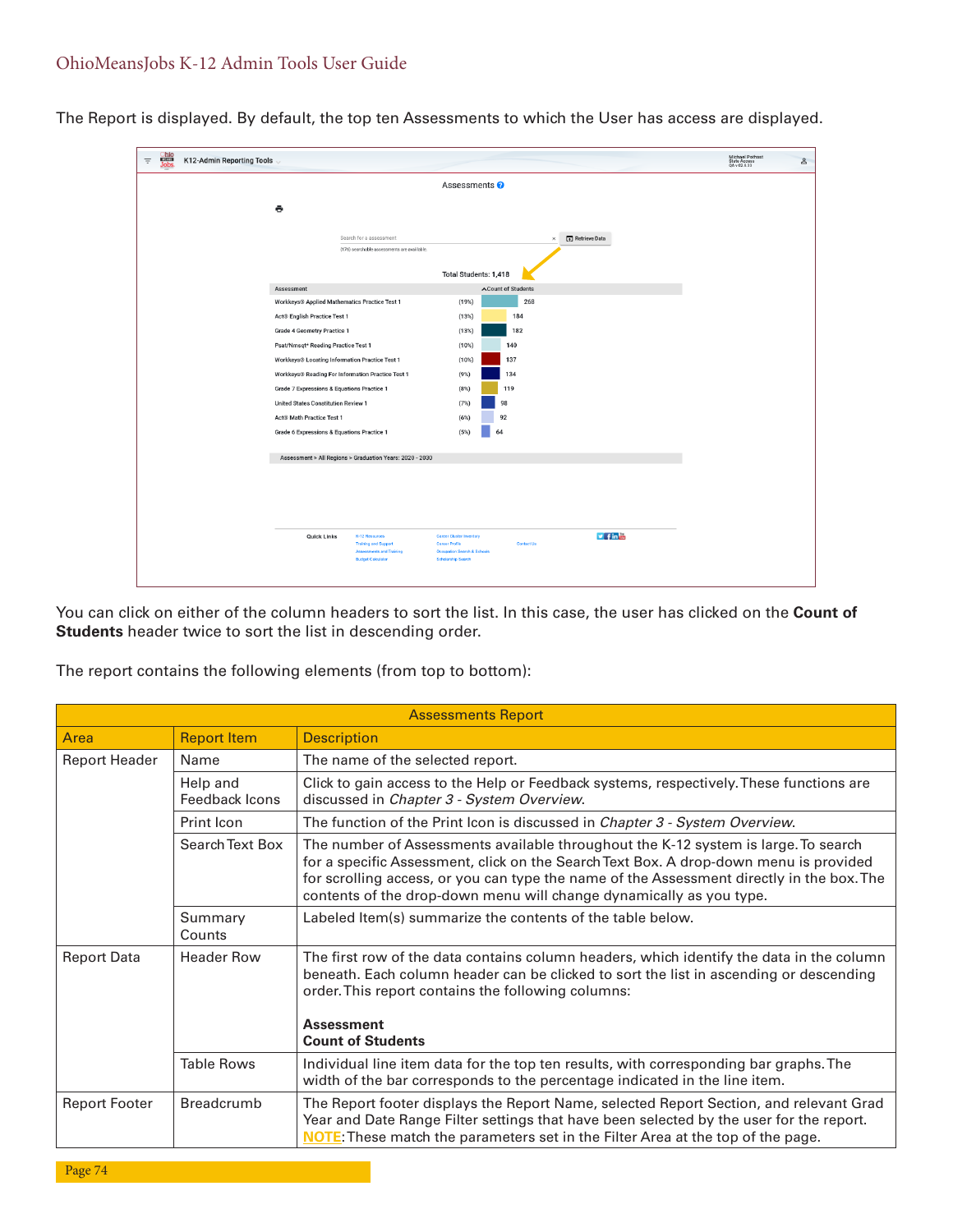The Report is displayed. By default, the top ten Assessments to which the User has access are displayed.

You can click on either of the column headers to sort the list. In this case, the user has clicked on the **Count of Students** header twice to sort the list in descending order.

The report contains the following elements (from top to bottom):

| Assessments Report | | |
|---|---|---|
| Area | Report Item | Description |
| Report Header | Name | The name of the selected report. |
| | Help and Feedback Icons | Click to gain access to the Help or Feedback systems, respectively. These functions are discussed in *Chapter 3 - System Overview*. |
| | Print Icon | The function of the Print Icon is discussed in *Chapter 3 - System Overview*. |
| | Search Text Box | The number of Assessments available throughout the K-12 system is large. To search for a specific Assessment, click on the Search Text Box. A drop-down menu is provided for scrolling access, or you can type the name of the Assessment directly in the box. The contents of the drop-down menu will change dynamically as you type. |
| | Summary Counts | Labeled Item(s) summarize the contents of the table below. |
| Report Data | Header Row | The first row of the data contains column headers, which identify the data in the column beneath. Each column header can be clicked to sort the list in ascending or descending order. This report contains the following columns:<br><br>**Assessment**<br>**Count of Students** |
| | Table Rows | Individual line item data for the top ten results, with corresponding bar graphs. The width of the bar corresponds to the percentage indicated in the line item. |
| Report Footer | Breadcrumb | The Report footer displays the Report Name, selected Report Section, and relevant Grad Year and Date Range Filter settings that have been selected by the user for the report. **NOTE**: These match the parameters set in the Filter Area at the top of the page. |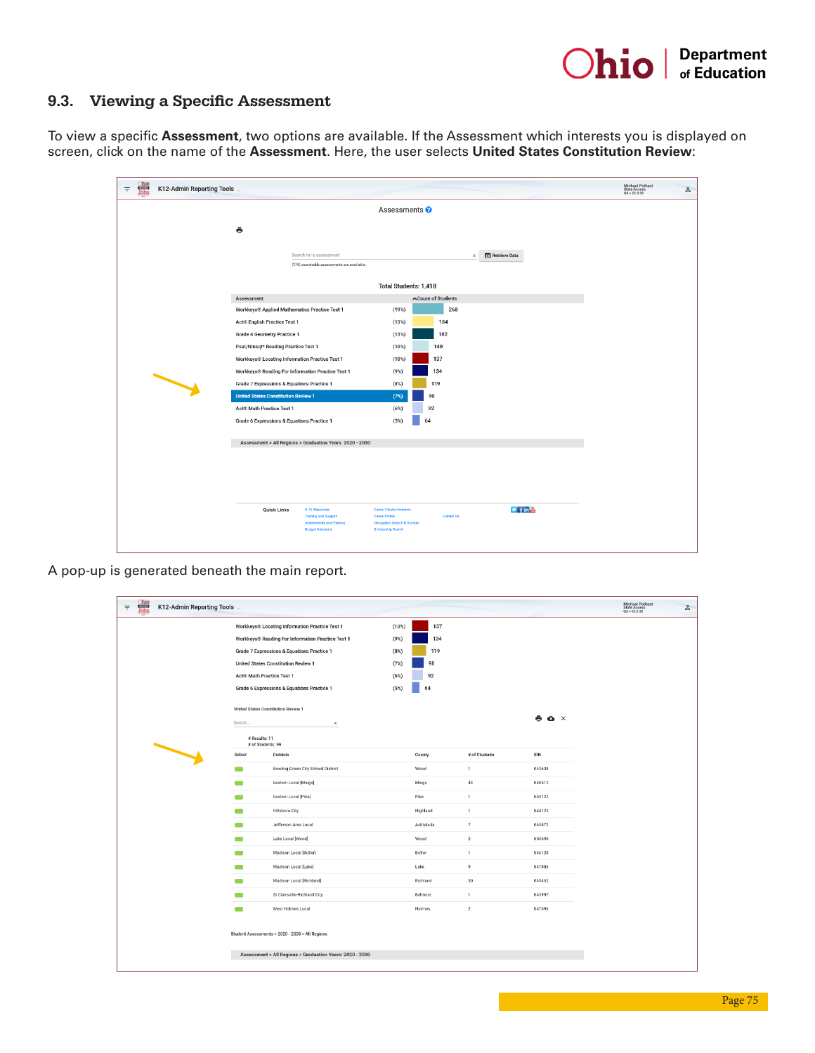## 9.3. Viewing a Specific Assessment

To view a specific **Assessment**, two options are available. If the Assessment which interests you is displayed on screen, click on the name of the **Assessment**. Here, the user selects **United States Constitution Review**:

A pop-up is generated beneath the main report.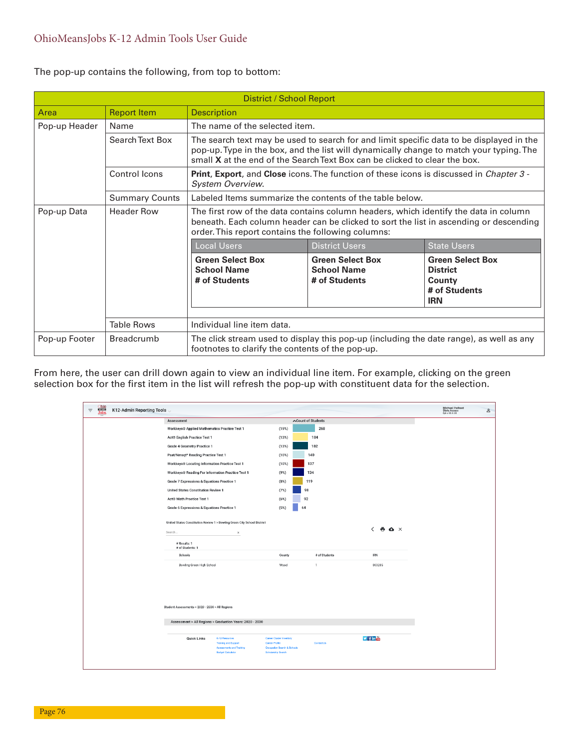The pop-up contains the following, from top to bottom:

| District / School Report | | |
|---|---|---|
| **Area** | **Report Item** | **Description** |
| Pop-up Header | Name | The name of the selected item. |
| | Search Text Box | The search text may be used to search for and limit specific data to be displayed in the pop-up. Type in the box, and the list will dynamically change to match your typing. The small **X** at the end of the Search Text Box can be clicked to clear the box. |
| | Control Icons | **Print**, **Export**, and **Close** icons. The function of these icons is discussed in *Chapter 3 - System Overview*. |
| | Summary Counts | Labeled Items summarize the contents of the table below. |
| Pop-up Data | Header Row | The first row of the data contains column headers, which identify the data in column beneath. Each column header can be clicked to sort the list in ascending or descending order. This report contains the following columns: |
| | Table Rows | Individual line item data. |
| Pop-up Footer | Breadcrumb | The click stream used to display this pop-up (including the date range), as well as any footnotes to clarify the contents of the pop-up. |

| Local Users | District Users | State Users |
|---|---|---|
| **Green Select Box**<br>**School Name**<br>**# of Students** | **Green Select Box**<br>**School Name**<br>**# of Students** | **Green Select Box**<br>**District**<br>**County**<br>**# of Students**<br>**IRN** |

From here, the user can drill down again to view an individual line item. For example, clicking on the green selection box for the first item in the list will refresh the pop-up with constituent data for the selection.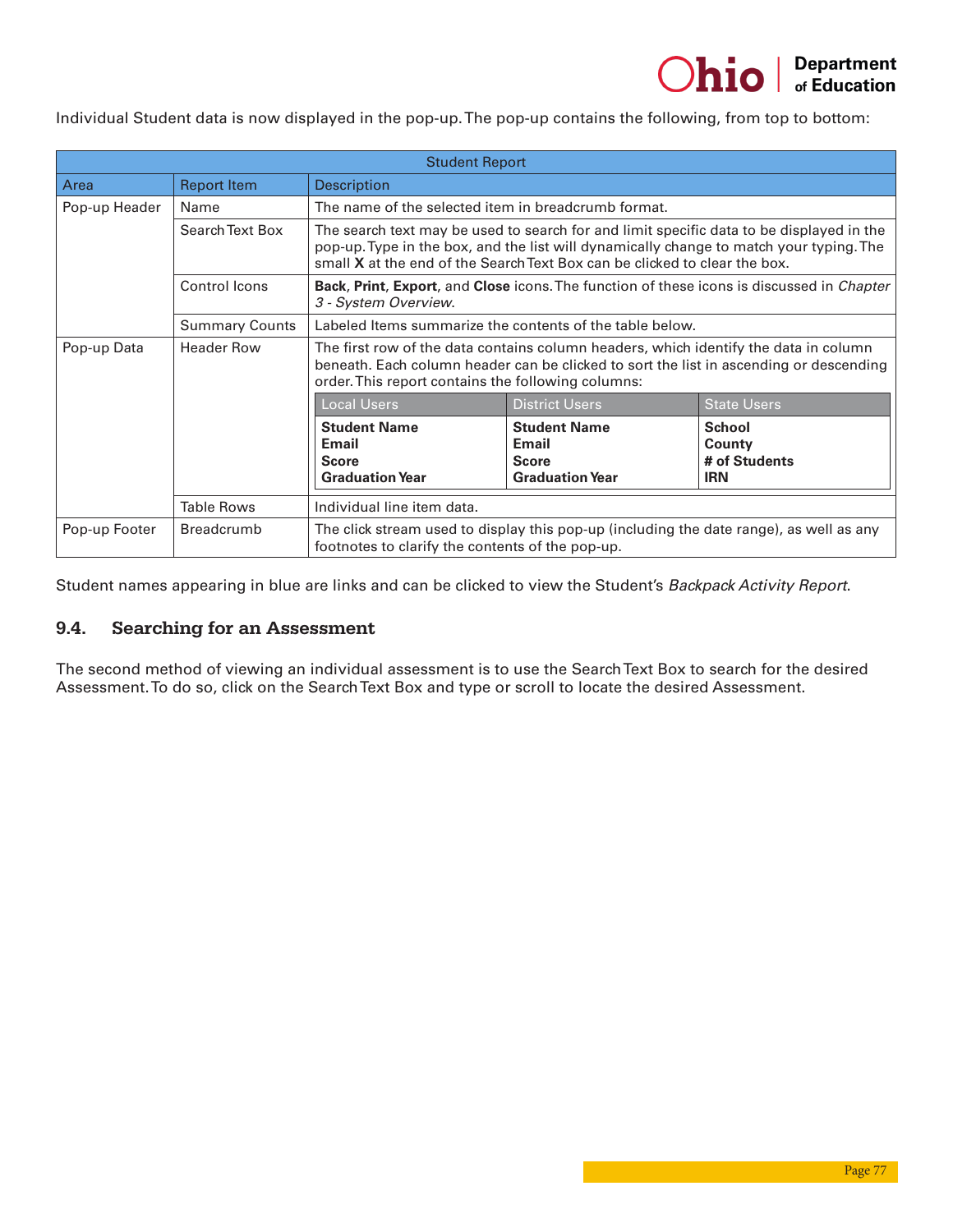Individual Student data is now displayed in the pop-up. The pop-up contains the following, from top to bottom:

| Student Report | | |
|---|---|---|
| **Area** | **Report Item** | **Description** |
| Pop-up Header | Name | The name of the selected item in breadcrumb format. |
| | Search Text Box | The search text may be used to search for and limit specific data to be displayed in the pop-up. Type in the box, and the list will dynamically change to match your typing. The small **X** at the end of the Search Text Box can be clicked to clear the box. |
| | Control Icons | **Back**, **Print**, **Export**, and **Close** icons. The function of these icons is discussed in *Chapter 3 - System Overview*. |
| | Summary Counts | Labeled Items summarize the contents of the table below. |
| Pop-up Data | Header Row | The first row of the data contains column headers, which identify the data in column beneath. Each column header can be clicked to sort the list in ascending or descending order. This report contains the following columns:<br>**Local Users:** **Student Name**, **Email**, **Score**, **Graduation Year**<br>**District Users:** **Student Name**, **Email**, **Score**, **Graduation Year**<br>**State Users:** **School**, **County**, **# of Students**, **IRN** |
| | Table Rows | Individual line item data. |
| Pop-up Footer | Breadcrumb | The click stream used to display this pop-up (including the date range), as well as any footnotes to clarify the contents of the pop-up. |

Student names appearing in blue are links and can be clicked to view the Student's *Backpack Activity Report*.

## 9.4. Searching for an Assessment

The second method of viewing an individual assessment is to use the Search Text Box to search for the desired Assessment. To do so, click on the Search Text Box and type or scroll to locate the desired Assessment.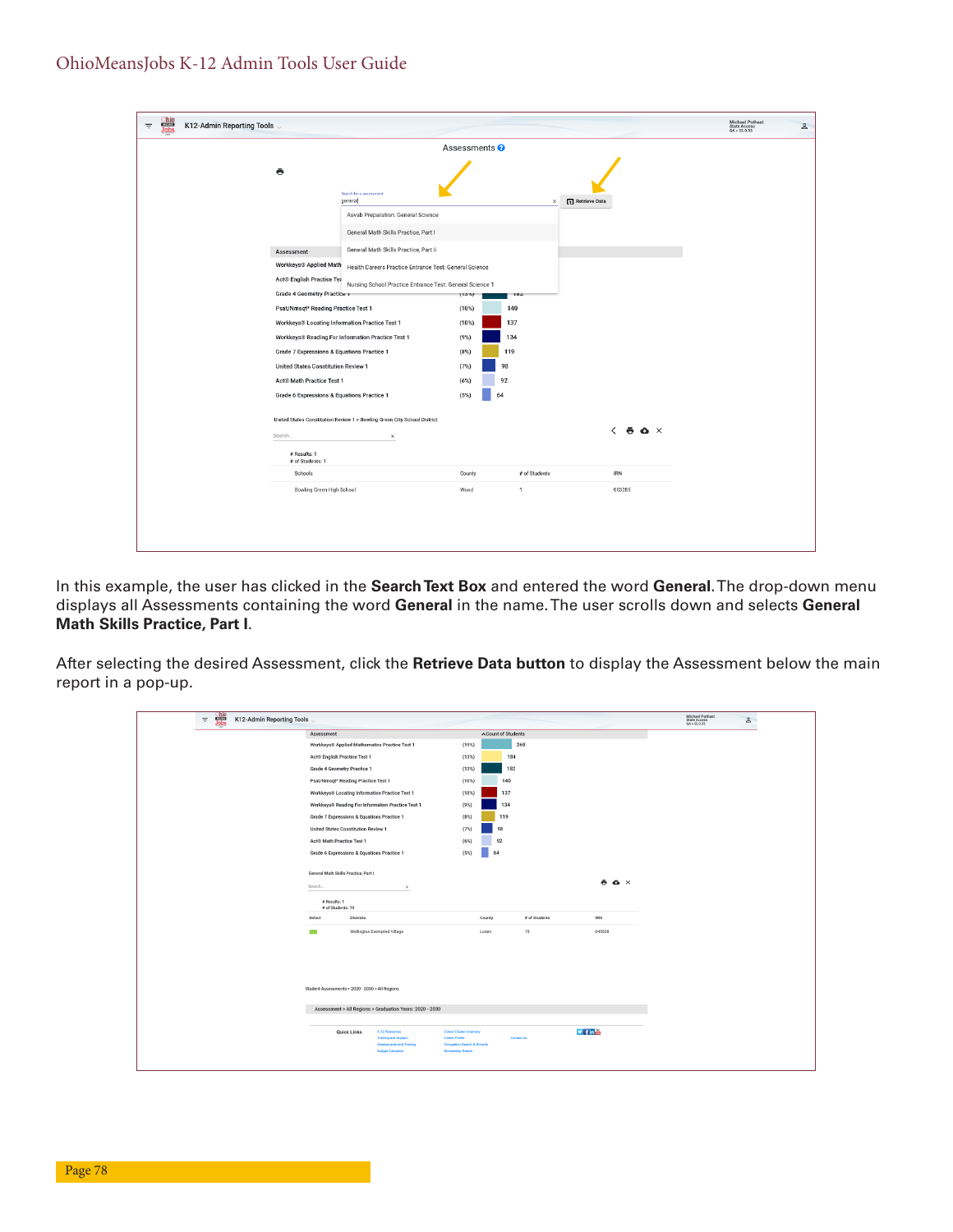In this example, the user has clicked in the **Search Text Box** and entered the word **General**. The drop-down menu displays all Assessments containing the word **General** in the name. The user scrolls down and selects **General Math Skills Practice, Part I**.

After selecting the desired Assessment, click the **Retrieve Data button** to display the Assessment below the main report in a pop-up.